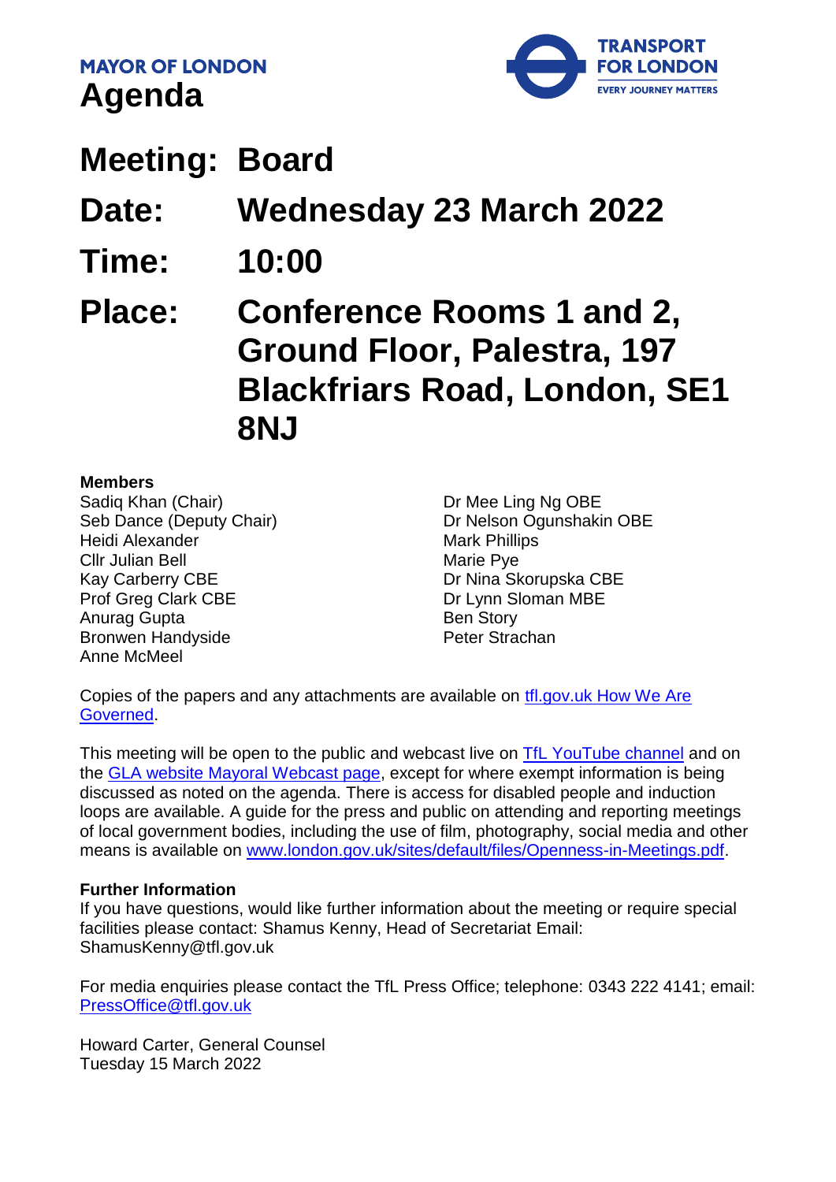**MAYOR OF LONDON**

# Agenda

TRANSPORT FOR LONDON
EVERY JOURNEY MATTERS

## Meeting: Board

## Date: Wednesday 23 March 2022

## Time: 10:00

## Place: Conference Rooms 1 and 2, Ground Floor, Palestra, 197 Blackfriars Road, London, SE1 8NJ

**Members**

Sadiq Khan (Chair)
Seb Dance (Deputy Chair)
Heidi Alexander
Cllr Julian Bell
Kay Carberry CBE
Prof Greg Clark CBE
Anurag Gupta
Bronwen Handyside
Anne McMeel
Dr Mee Ling Ng OBE
Dr Nelson Ogunshakin OBE
Mark Phillips
Marie Pye
Dr Nina Skorupska CBE
Dr Lynn Sloman MBE
Ben Story
Peter Strachan

Copies of the papers and any attachments are available on tfl.gov.uk How We Are Governed.

This meeting will be open to the public and webcast live on TfL YouTube channel and on the GLA website Mayoral Webcast page, except for where exempt information is being discussed as noted on the agenda. There is access for disabled people and induction loops are available. A guide for the press and public on attending and reporting meetings of local government bodies, including the use of film, photography, social media and other means is available on www.london.gov.uk/sites/default/files/Openness-in-Meetings.pdf.

**Further Information**

If you have questions, would like further information about the meeting or require special facilities please contact: Shamus Kenny, Head of Secretariat Email: ShamusKenny@tfl.gov.uk

For media enquiries please contact the TfL Press Office; telephone: 0343 222 4141; email: PressOffice@tfl.gov.uk

Howard Carter, General Counsel
Tuesday 15 March 2022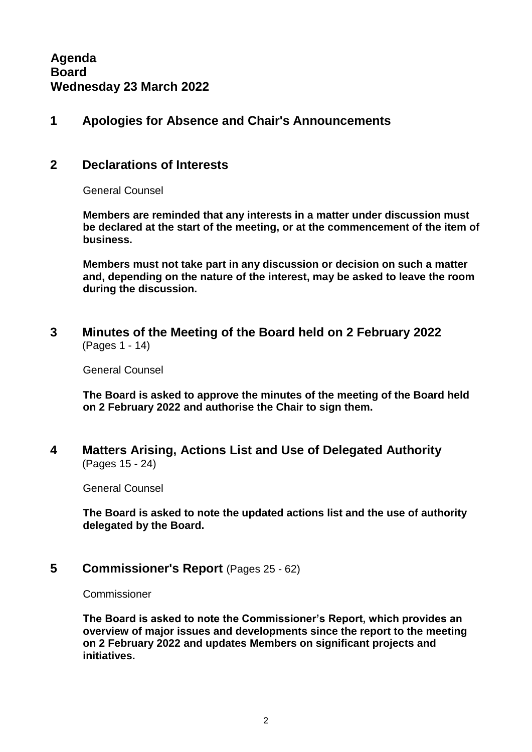**Agenda**
**Board**
**Wednesday 23 March 2022**

## 1 Apologies for Absence and Chair's Announcements

## 2 Declarations of Interests

General Counsel

**Members are reminded that any interests in a matter under discussion must be declared at the start of the meeting, or at the commencement of the item of business.**

**Members must not take part in any discussion or decision on such a matter and, depending on the nature of the interest, may be asked to leave the room during the discussion.**

## 3 Minutes of the Meeting of the Board held on 2 February 2022

(Pages 1 - 14)

General Counsel

**The Board is asked to approve the minutes of the meeting of the Board held on 2 February 2022 and authorise the Chair to sign them.**

## 4 Matters Arising, Actions List and Use of Delegated Authority

(Pages 15 - 24)

General Counsel

**The Board is asked to note the updated actions list and the use of authority delegated by the Board.**

## 5 Commissioner's Report (Pages 25 - 62)

Commissioner

**The Board is asked to note the Commissioner's Report, which provides an overview of major issues and developments since the report to the meeting on 2 February 2022 and updates Members on significant projects and initiatives.**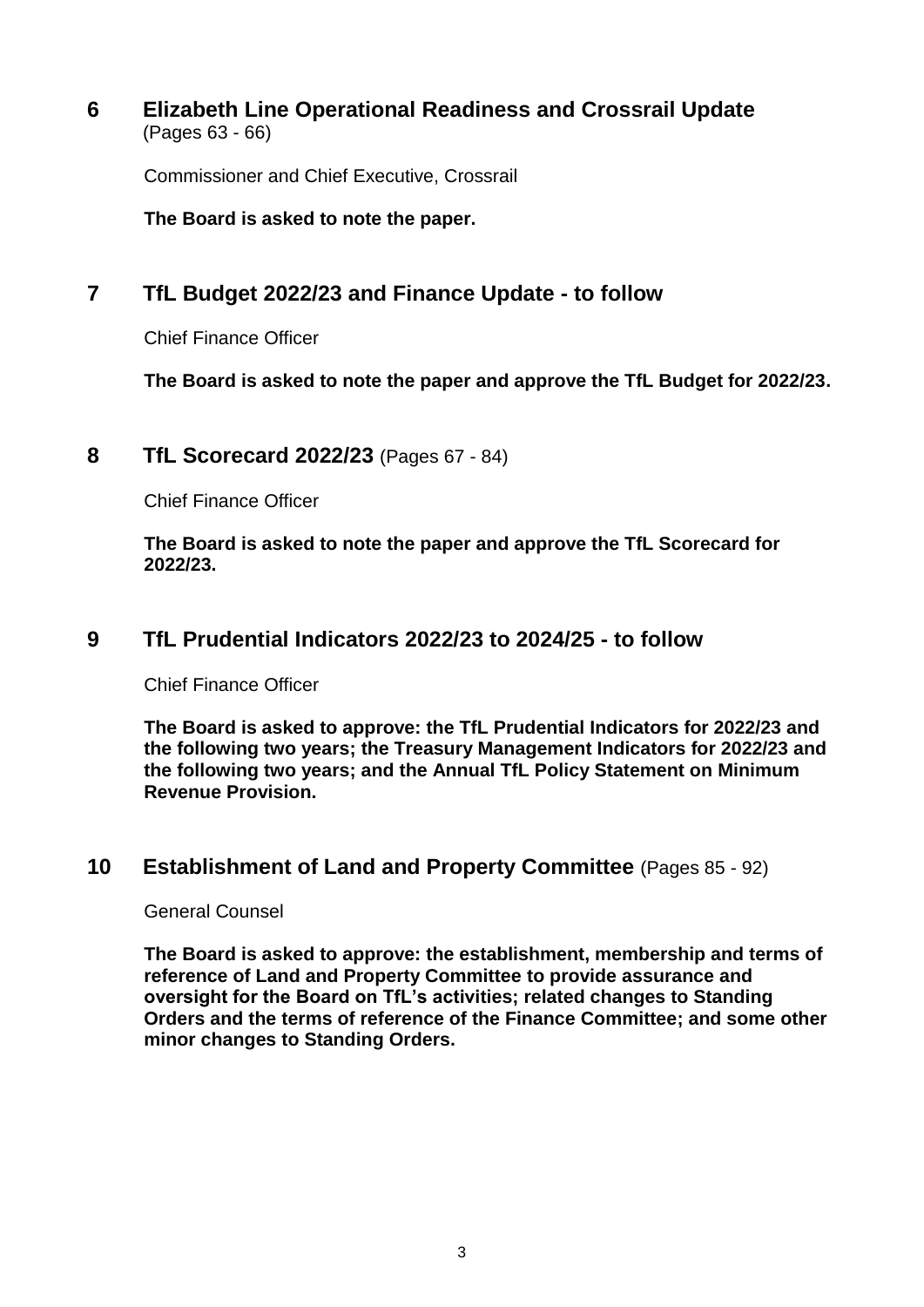## 6 Elizabeth Line Operational Readiness and Crossrail Update
(Pages 63 - 66)

Commissioner and Chief Executive, Crossrail

**The Board is asked to note the paper.**

## 7 TfL Budget 2022/23 and Finance Update - to follow

Chief Finance Officer

**The Board is asked to note the paper and approve the TfL Budget for 2022/23.**

## 8 TfL Scorecard 2022/23 (Pages 67 - 84)

Chief Finance Officer

**The Board is asked to note the paper and approve the TfL Scorecard for 2022/23.**

## 9 TfL Prudential Indicators 2022/23 to 2024/25 - to follow

Chief Finance Officer

**The Board is asked to approve: the TfL Prudential Indicators for 2022/23 and the following two years; the Treasury Management Indicators for 2022/23 and the following two years; and the Annual TfL Policy Statement on Minimum Revenue Provision.**

## 10 Establishment of Land and Property Committee (Pages 85 - 92)

General Counsel

**The Board is asked to approve: the establishment, membership and terms of reference of Land and Property Committee to provide assurance and oversight for the Board on TfL's activities; related changes to Standing Orders and the terms of reference of the Finance Committee; and some other minor changes to Standing Orders.**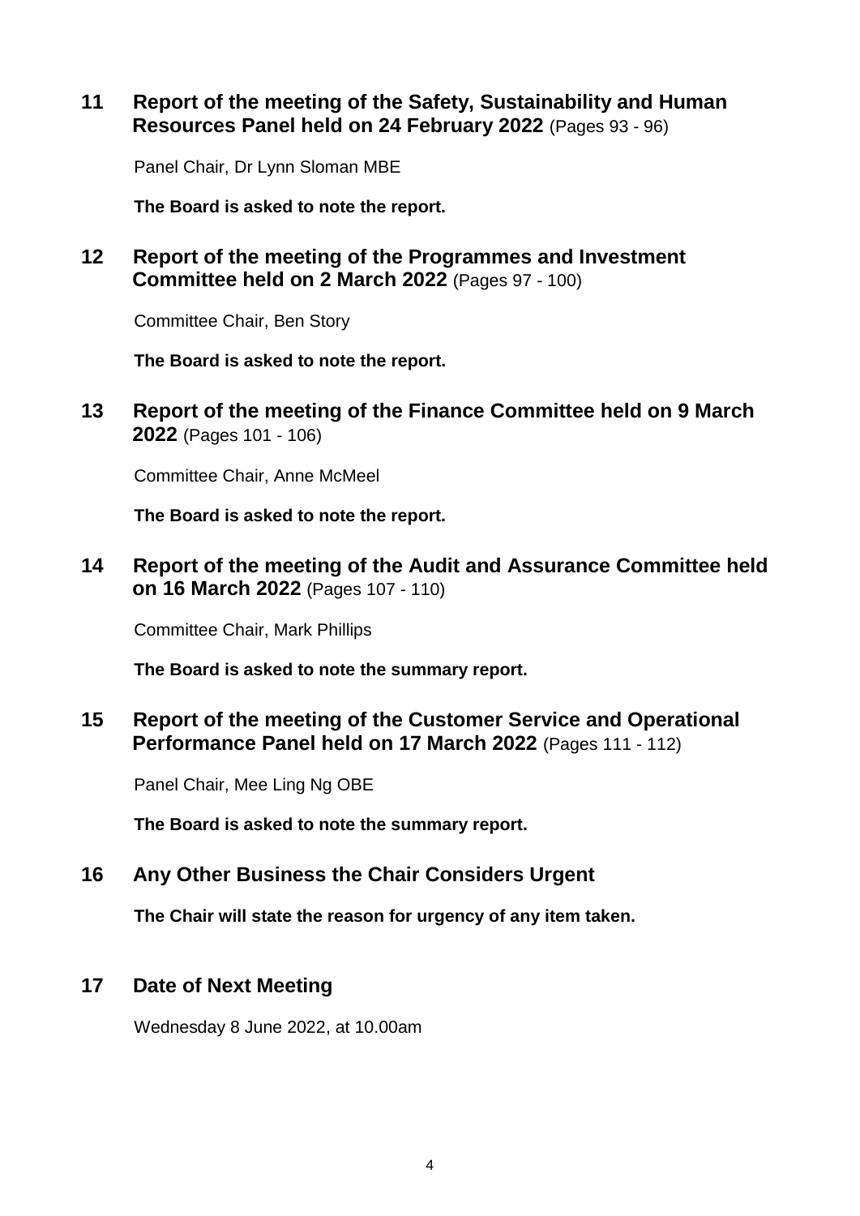## 11 Report of the meeting of the Safety, Sustainability and Human Resources Panel held on 24 February 2022 (Pages 93 - 96)

Panel Chair, Dr Lynn Sloman MBE

**The Board is asked to note the report.**

## 12 Report of the meeting of the Programmes and Investment Committee held on 2 March 2022 (Pages 97 - 100)

Committee Chair, Ben Story

**The Board is asked to note the report.**

## 13 Report of the meeting of the Finance Committee held on 9 March 2022 (Pages 101 - 106)

Committee Chair, Anne McMeel

**The Board is asked to note the report.**

## 14 Report of the meeting of the Audit and Assurance Committee held on 16 March 2022 (Pages 107 - 110)

Committee Chair, Mark Phillips

**The Board is asked to note the summary report.**

## 15 Report of the meeting of the Customer Service and Operational Performance Panel held on 17 March 2022 (Pages 111 - 112)

Panel Chair, Mee Ling Ng OBE

**The Board is asked to note the summary report.**

## 16 Any Other Business the Chair Considers Urgent

**The Chair will state the reason for urgency of any item taken.**

## 17 Date of Next Meeting

Wednesday 8 June 2022, at 10.00am